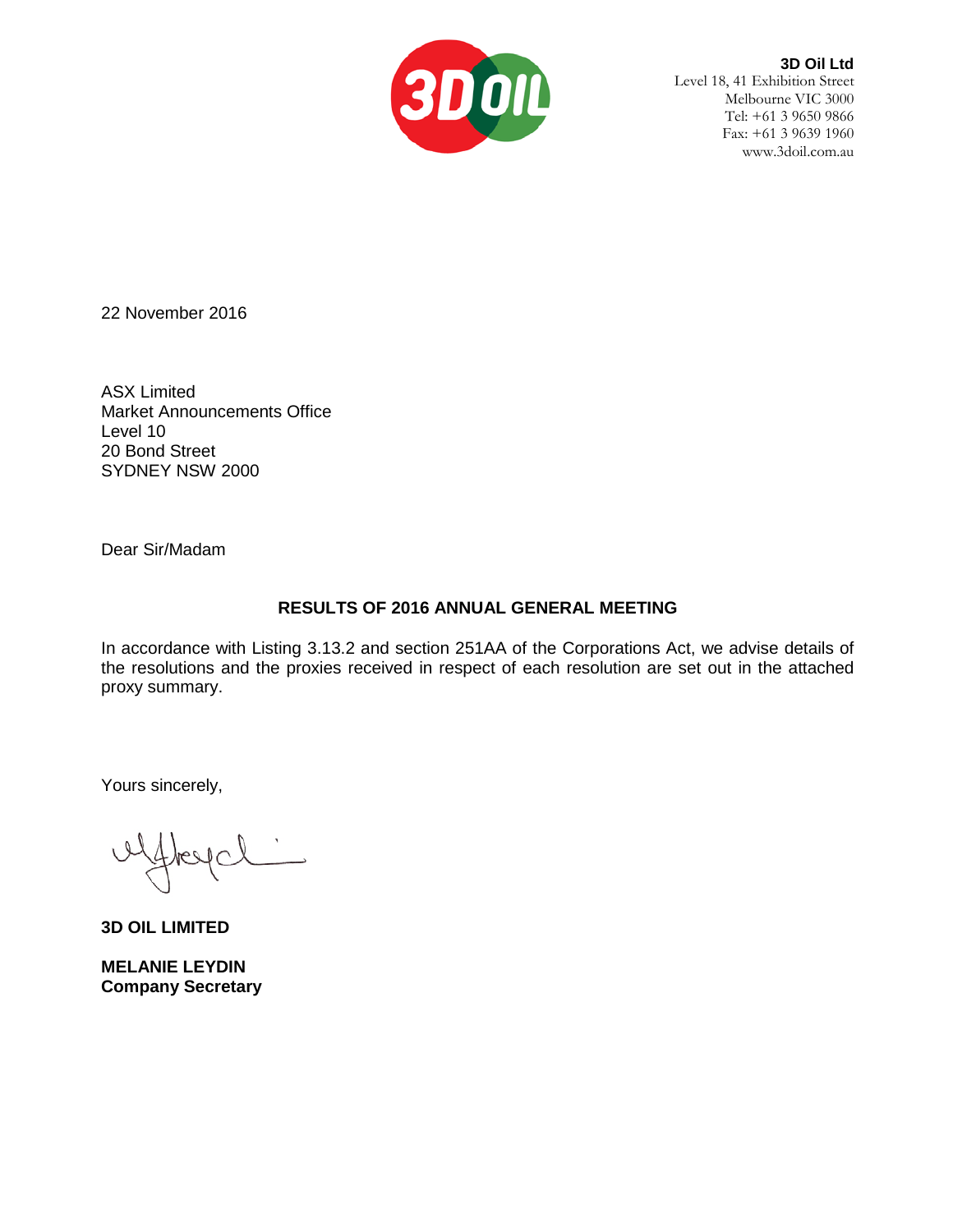**3D Oil Ltd**
Level 18, 41 Exhibition Street
Melbourne VIC 3000
Tel: +61 3 9650 9866
Fax: +61 3 9639 1960
www.3doil.com.au

22 November 2016

ASX Limited
Market Announcements Office
Level 10
20 Bond Street
SYDNEY NSW 2000

Dear Sir/Madam

**RESULTS OF 2016 ANNUAL GENERAL MEETING**

In accordance with Listing 3.13.2 and section 251AA of the Corporations Act, we advise details of the resolutions and the proxies received in respect of each resolution are set out in the attached proxy summary.

Yours sincerely,

**3D OIL LIMITED**

**MELANIE LEYDIN**
**Company Secretary**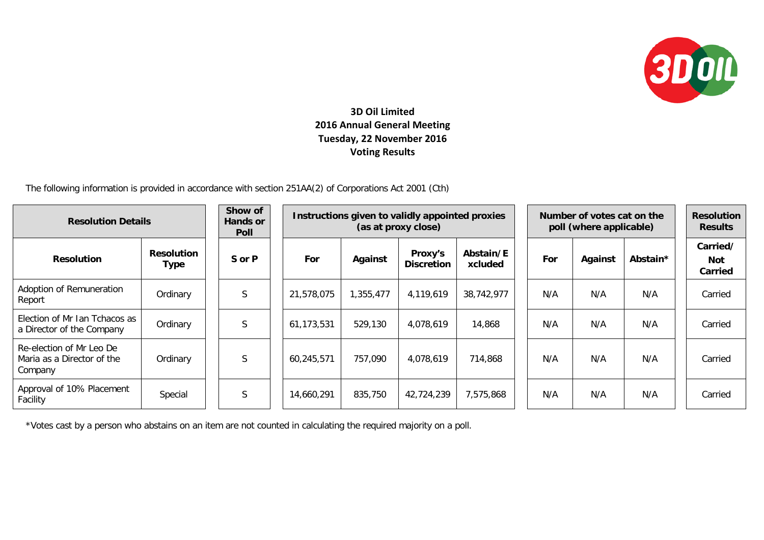**3D Oil Limited**
**2016 Annual General Meeting**
**Tuesday, 22 November 2016**
**Voting Results**

The following information is provided in accordance with section 251AA(2) of Corporations Act 2001 (Cth)

| Resolution Details | | Show of Hands or Poll | Instructions given to validly appointed proxies (as at proxy close) | | | | Number of votes cat on the poll (where applicable) | | | Resolution Results |
|---|---|---|---|---|---|---|---|---|---|---|
| **Resolution** | **Resolution Type** | **S or P** | **For** | **Against** | **Proxy's Discretion** | **Abstain/Excluded** | **For** | **Against** | **Abstain*** | **Carried/ Not Carried** |
| Adoption of Remuneration Report | Ordinary | S | 21,578,075 | 1,355,477 | 4,119,619 | 38,742,977 | N/A | N/A | N/A | Carried |
| Election of Mr Ian Tchacos as a Director of the Company | Ordinary | S | 61,173,531 | 529,130 | 4,078,619 | 14,868 | N/A | N/A | N/A | Carried |
| Re-election of Mr Leo De Maria as a Director of the Company | Ordinary | S | 60,245,571 | 757,090 | 4,078,619 | 714,868 | N/A | N/A | N/A | Carried |
| Approval of 10% Placement Facility | Special | S | 14,660,291 | 835,750 | 42,724,239 | 7,575,868 | N/A | N/A | N/A | Carried |

*Votes cast by a person who abstains on an item are not counted in calculating the required majority on a poll.